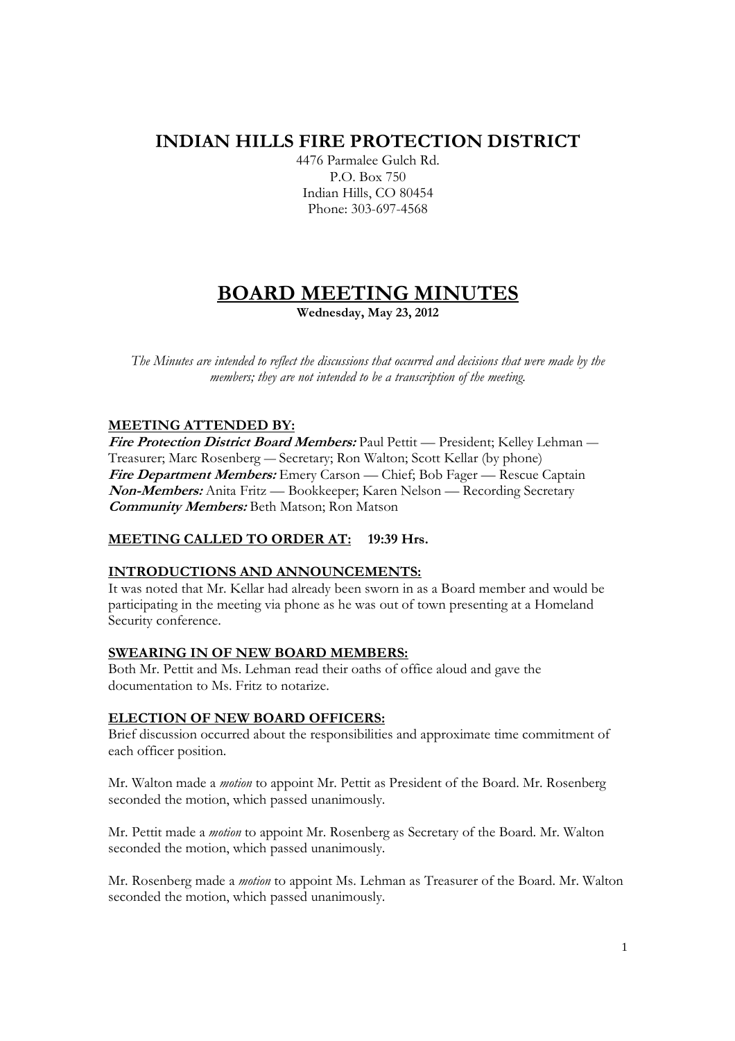# INDIAN HILLS FIRE PROTECTION DISTRICT

4476 Parmalee Gulch Rd.
P.O. Box 750
Indian Hills, CO 80454
Phone: 303-697-4568

# BOARD MEETING MINUTES

**Wednesday, May 23, 2012**

*The Minutes are intended to reflect the discussions that occurred and decisions that were made by the members; they are not intended to be a transcription of the meeting.*

## MEETING ATTENDED BY:

***Fire Protection District Board Members:*** Paul Pettit — President; Kelley Lehman — Treasurer; Marc Rosenberg — Secretary; Ron Walton; Scott Kellar (by phone)
***Fire Department Members:*** Emery Carson — Chief; Bob Fager — Rescue Captain
***Non-Members:*** Anita Fritz — Bookkeeper; Karen Nelson — Recording Secretary
***Community Members:*** Beth Matson; Ron Matson

## MEETING CALLED TO ORDER AT: 19:39 Hrs.

## INTRODUCTIONS AND ANNOUNCEMENTS:

It was noted that Mr. Kellar had already been sworn in as a Board member and would be participating in the meeting via phone as he was out of town presenting at a Homeland Security conference.

## SWEARING IN OF NEW BOARD MEMBERS:

Both Mr. Pettit and Ms. Lehman read their oaths of office aloud and gave the documentation to Ms. Fritz to notarize.

## ELECTION OF NEW BOARD OFFICERS:

Brief discussion occurred about the responsibilities and approximate time commitment of each officer position.

Mr. Walton made a *motion* to appoint Mr. Pettit as President of the Board. Mr. Rosenberg seconded the motion, which passed unanimously.

Mr. Pettit made a *motion* to appoint Mr. Rosenberg as Secretary of the Board. Mr. Walton seconded the motion, which passed unanimously.

Mr. Rosenberg made a *motion* to appoint Ms. Lehman as Treasurer of the Board. Mr. Walton seconded the motion, which passed unanimously.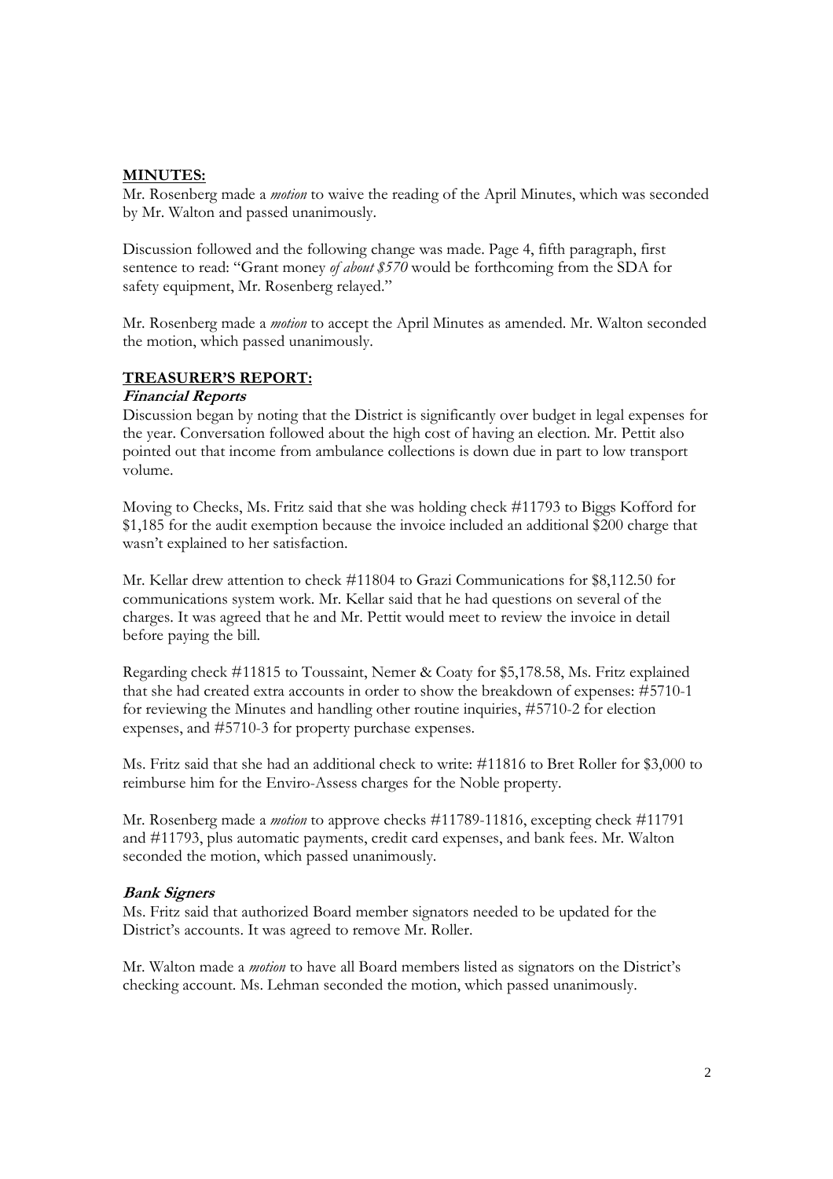## MINUTES:

Mr. Rosenberg made a *motion* to waive the reading of the April Minutes, which was seconded by Mr. Walton and passed unanimously.

Discussion followed and the following change was made. Page 4, fifth paragraph, first sentence to read: "Grant money *of about $570* would be forthcoming from the SDA for safety equipment, Mr. Rosenberg relayed."

Mr. Rosenberg made a *motion* to accept the April Minutes as amended. Mr. Walton seconded the motion, which passed unanimously.

## TREASURER'S REPORT:

### *Financial Reports*

Discussion began by noting that the District is significantly over budget in legal expenses for the year. Conversation followed about the high cost of having an election. Mr. Pettit also pointed out that income from ambulance collections is down due in part to low transport volume.

Moving to Checks, Ms. Fritz said that she was holding check #11793 to Biggs Kofford for $1,185 for the audit exemption because the invoice included an additional $200 charge that wasn't explained to her satisfaction.

Mr. Kellar drew attention to check #11804 to Grazi Communications for $8,112.50 for communications system work. Mr. Kellar said that he had questions on several of the charges. It was agreed that he and Mr. Pettit would meet to review the invoice in detail before paying the bill.

Regarding check #11815 to Toussaint, Nemer & Coaty for $5,178.58, Ms. Fritz explained that she had created extra accounts in order to show the breakdown of expenses: #5710-1 for reviewing the Minutes and handling other routine inquiries, #5710-2 for election expenses, and #5710-3 for property purchase expenses.

Ms. Fritz said that she had an additional check to write: #11816 to Bret Roller for $3,000 to reimburse him for the Enviro-Assess charges for the Noble property.

Mr. Rosenberg made a *motion* to approve checks #11789-11816, excepting check #11791 and #11793, plus automatic payments, credit card expenses, and bank fees. Mr. Walton seconded the motion, which passed unanimously.

### *Bank Signers*

Ms. Fritz said that authorized Board member signators needed to be updated for the District's accounts. It was agreed to remove Mr. Roller.

Mr. Walton made a *motion* to have all Board members listed as signators on the District's checking account. Ms. Lehman seconded the motion, which passed unanimously.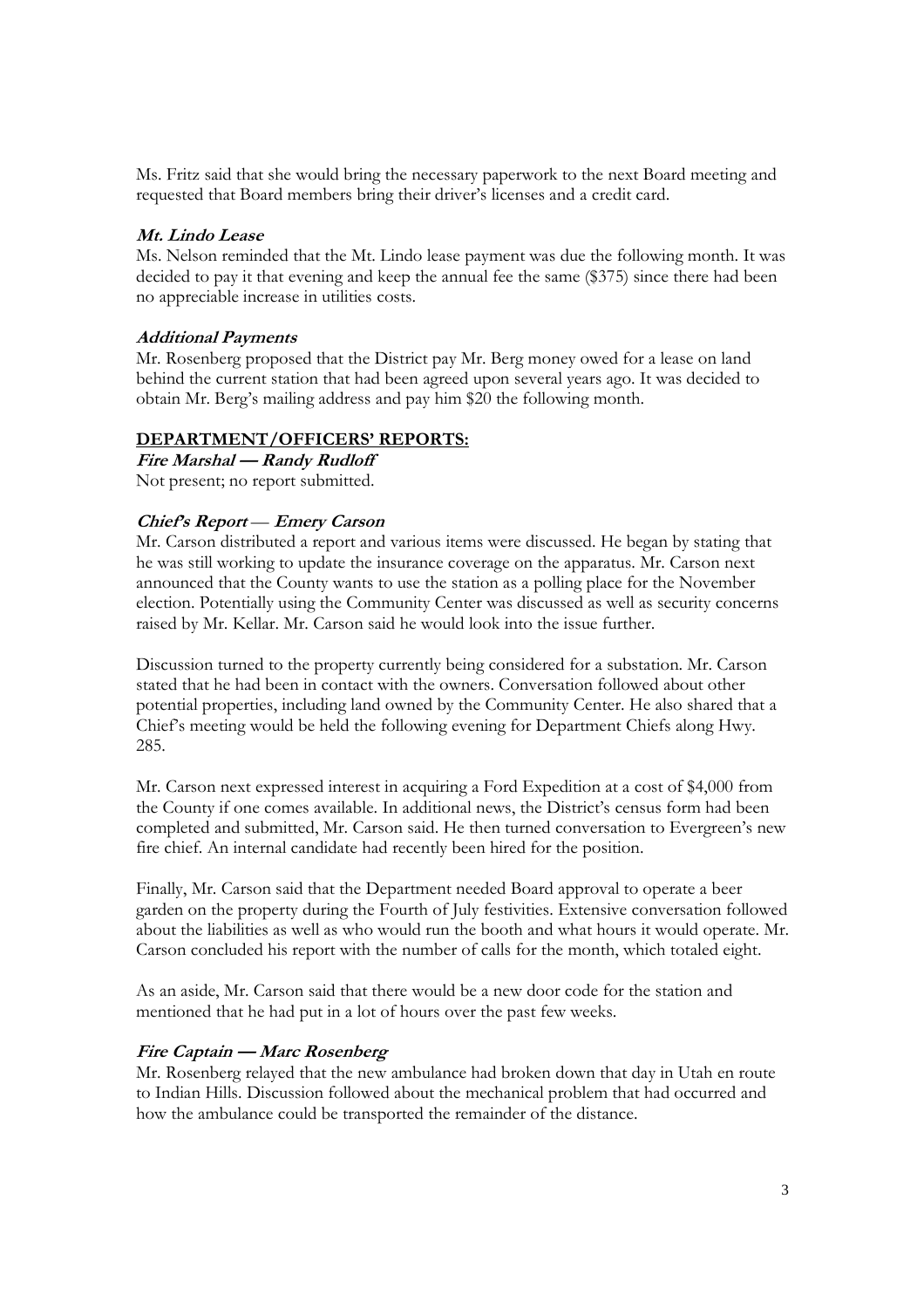Ms. Fritz said that she would bring the necessary paperwork to the next Board meeting and requested that Board members bring their driver's licenses and a credit card.

***Mt. Lindo Lease***

Ms. Nelson reminded that the Mt. Lindo lease payment was due the following month. It was decided to pay it that evening and keep the annual fee the same ($375) since there had been no appreciable increase in utilities costs.

***Additional Payments***

Mr. Rosenberg proposed that the District pay Mr. Berg money owed for a lease on land behind the current station that had been agreed upon several years ago. It was decided to obtain Mr. Berg's mailing address and pay him $20 the following month.

**DEPARTMENT/OFFICERS' REPORTS:**

***Fire Marshal — Randy Rudloff***

Not present; no report submitted.

***Chief's Report — Emery Carson***

Mr. Carson distributed a report and various items were discussed. He began by stating that he was still working to update the insurance coverage on the apparatus. Mr. Carson next announced that the County wants to use the station as a polling place for the November election. Potentially using the Community Center was discussed as well as security concerns raised by Mr. Kellar. Mr. Carson said he would look into the issue further.

Discussion turned to the property currently being considered for a substation. Mr. Carson stated that he had been in contact with the owners. Conversation followed about other potential properties, including land owned by the Community Center. He also shared that a Chief's meeting would be held the following evening for Department Chiefs along Hwy. 285.

Mr. Carson next expressed interest in acquiring a Ford Expedition at a cost of $4,000 from the County if one comes available. In additional news, the District's census form had been completed and submitted, Mr. Carson said. He then turned conversation to Evergreen's new fire chief. An internal candidate had recently been hired for the position.

Finally, Mr. Carson said that the Department needed Board approval to operate a beer garden on the property during the Fourth of July festivities. Extensive conversation followed about the liabilities as well as who would run the booth and what hours it would operate. Mr. Carson concluded his report with the number of calls for the month, which totaled eight.

As an aside, Mr. Carson said that there would be a new door code for the station and mentioned that he had put in a lot of hours over the past few weeks.

***Fire Captain — Marc Rosenberg***

Mr. Rosenberg relayed that the new ambulance had broken down that day in Utah en route to Indian Hills. Discussion followed about the mechanical problem that had occurred and how the ambulance could be transported the remainder of the distance.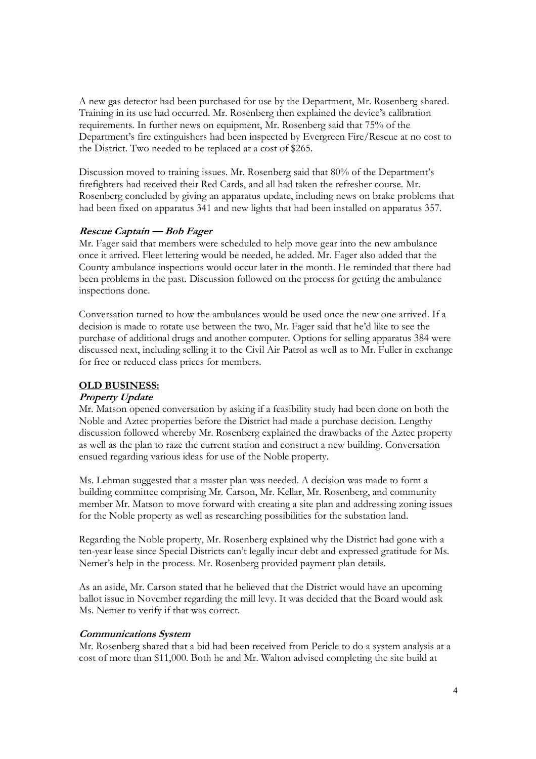A new gas detector had been purchased for use by the Department, Mr. Rosenberg shared. Training in its use had occurred. Mr. Rosenberg then explained the device's calibration requirements. In further news on equipment, Mr. Rosenberg said that 75% of the Department's fire extinguishers had been inspected by Evergreen Fire/Rescue at no cost to the District. Two needed to be replaced at a cost of $265.

Discussion moved to training issues. Mr. Rosenberg said that 80% of the Department's firefighters had received their Red Cards, and all had taken the refresher course. Mr. Rosenberg concluded by giving an apparatus update, including news on brake problems that had been fixed on apparatus 341 and new lights that had been installed on apparatus 357.

***Rescue Captain — Bob Fager***

Mr. Fager said that members were scheduled to help move gear into the new ambulance once it arrived. Fleet lettering would be needed, he added. Mr. Fager also added that the County ambulance inspections would occur later in the month. He reminded that there had been problems in the past. Discussion followed on the process for getting the ambulance inspections done.

Conversation turned to how the ambulances would be used once the new one arrived. If a decision is made to rotate use between the two, Mr. Fager said that he'd like to see the purchase of additional drugs and another computer. Options for selling apparatus 384 were discussed next, including selling it to the Civil Air Patrol as well as to Mr. Fuller in exchange for free or reduced class prices for members.

**OLD BUSINESS:**

***Property Update***

Mr. Matson opened conversation by asking if a feasibility study had been done on both the Noble and Aztec properties before the District had made a purchase decision. Lengthy discussion followed whereby Mr. Rosenberg explained the drawbacks of the Aztec property as well as the plan to raze the current station and construct a new building. Conversation ensued regarding various ideas for use of the Noble property.

Ms. Lehman suggested that a master plan was needed. A decision was made to form a building committee comprising Mr. Carson, Mr. Kellar, Mr. Rosenberg, and community member Mr. Matson to move forward with creating a site plan and addressing zoning issues for the Noble property as well as researching possibilities for the substation land.

Regarding the Noble property, Mr. Rosenberg explained why the District had gone with a ten-year lease since Special Districts can't legally incur debt and expressed gratitude for Ms. Nemer's help in the process. Mr. Rosenberg provided payment plan details.

As an aside, Mr. Carson stated that he believed that the District would have an upcoming ballot issue in November regarding the mill levy. It was decided that the Board would ask Ms. Nemer to verify if that was correct.

***Communications System***

Mr. Rosenberg shared that a bid had been received from Pericle to do a system analysis at a cost of more than $11,000. Both he and Mr. Walton advised completing the site build at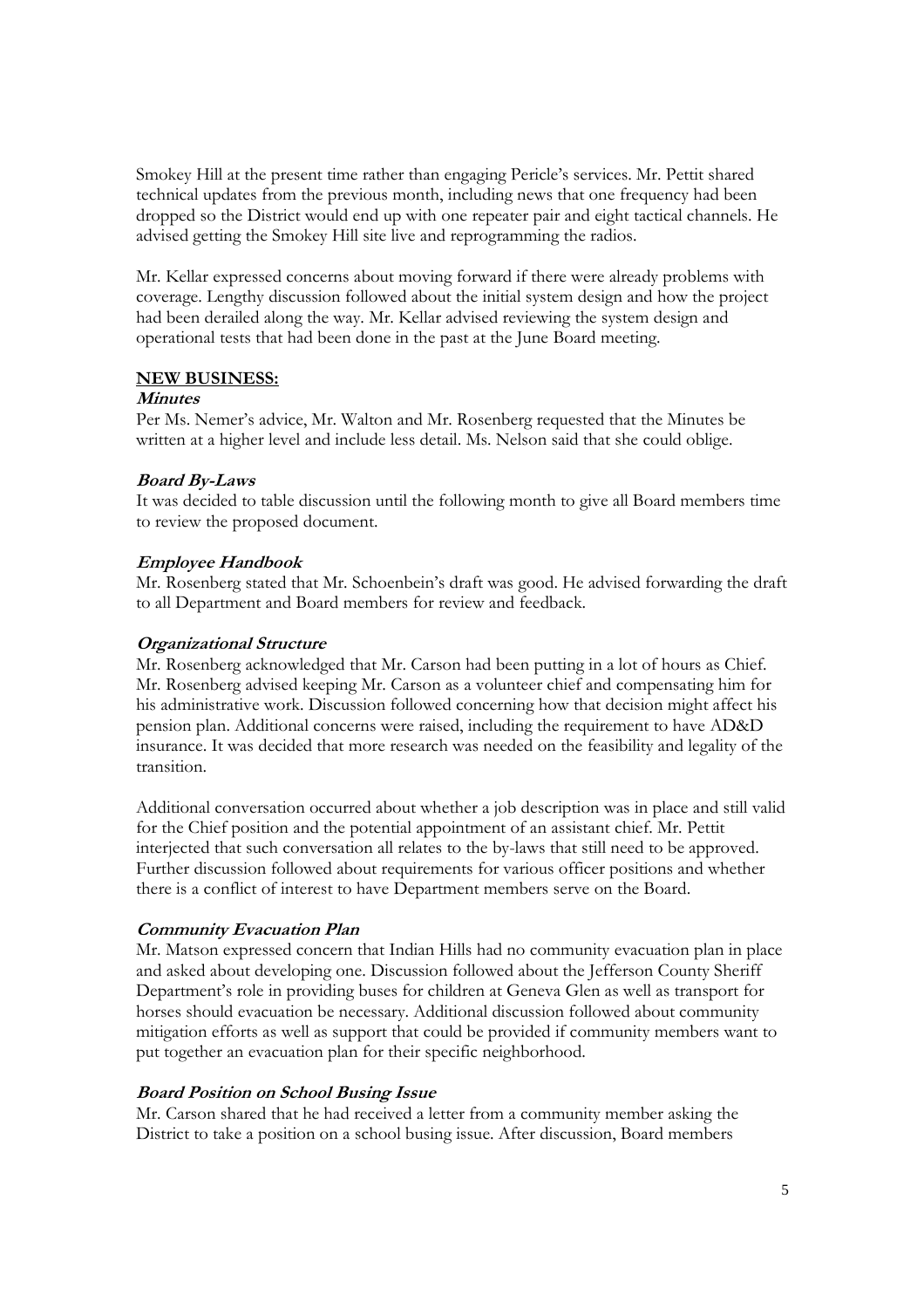Smokey Hill at the present time rather than engaging Pericle's services. Mr. Pettit shared technical updates from the previous month, including news that one frequency had been dropped so the District would end up with one repeater pair and eight tactical channels. He advised getting the Smokey Hill site live and reprogramming the radios.

Mr. Kellar expressed concerns about moving forward if there were already problems with coverage. Lengthy discussion followed about the initial system design and how the project had been derailed along the way. Mr. Kellar advised reviewing the system design and operational tests that had been done in the past at the June Board meeting.

**NEW BUSINESS:**

***Minutes***

Per Ms. Nemer's advice, Mr. Walton and Mr. Rosenberg requested that the Minutes be written at a higher level and include less detail. Ms. Nelson said that she could oblige.

***Board By-Laws***

It was decided to table discussion until the following month to give all Board members time to review the proposed document.

***Employee Handbook***

Mr. Rosenberg stated that Mr. Schoenbein's draft was good. He advised forwarding the draft to all Department and Board members for review and feedback.

***Organizational Structure***

Mr. Rosenberg acknowledged that Mr. Carson had been putting in a lot of hours as Chief. Mr. Rosenberg advised keeping Mr. Carson as a volunteer chief and compensating him for his administrative work. Discussion followed concerning how that decision might affect his pension plan. Additional concerns were raised, including the requirement to have AD&D insurance. It was decided that more research was needed on the feasibility and legality of the transition.

Additional conversation occurred about whether a job description was in place and still valid for the Chief position and the potential appointment of an assistant chief. Mr. Pettit interjected that such conversation all relates to the by-laws that still need to be approved. Further discussion followed about requirements for various officer positions and whether there is a conflict of interest to have Department members serve on the Board.

***Community Evacuation Plan***

Mr. Matson expressed concern that Indian Hills had no community evacuation plan in place and asked about developing one. Discussion followed about the Jefferson County Sheriff Department's role in providing buses for children at Geneva Glen as well as transport for horses should evacuation be necessary. Additional discussion followed about community mitigation efforts as well as support that could be provided if community members want to put together an evacuation plan for their specific neighborhood.

***Board Position on School Busing Issue***

Mr. Carson shared that he had received a letter from a community member asking the District to take a position on a school busing issue. After discussion, Board members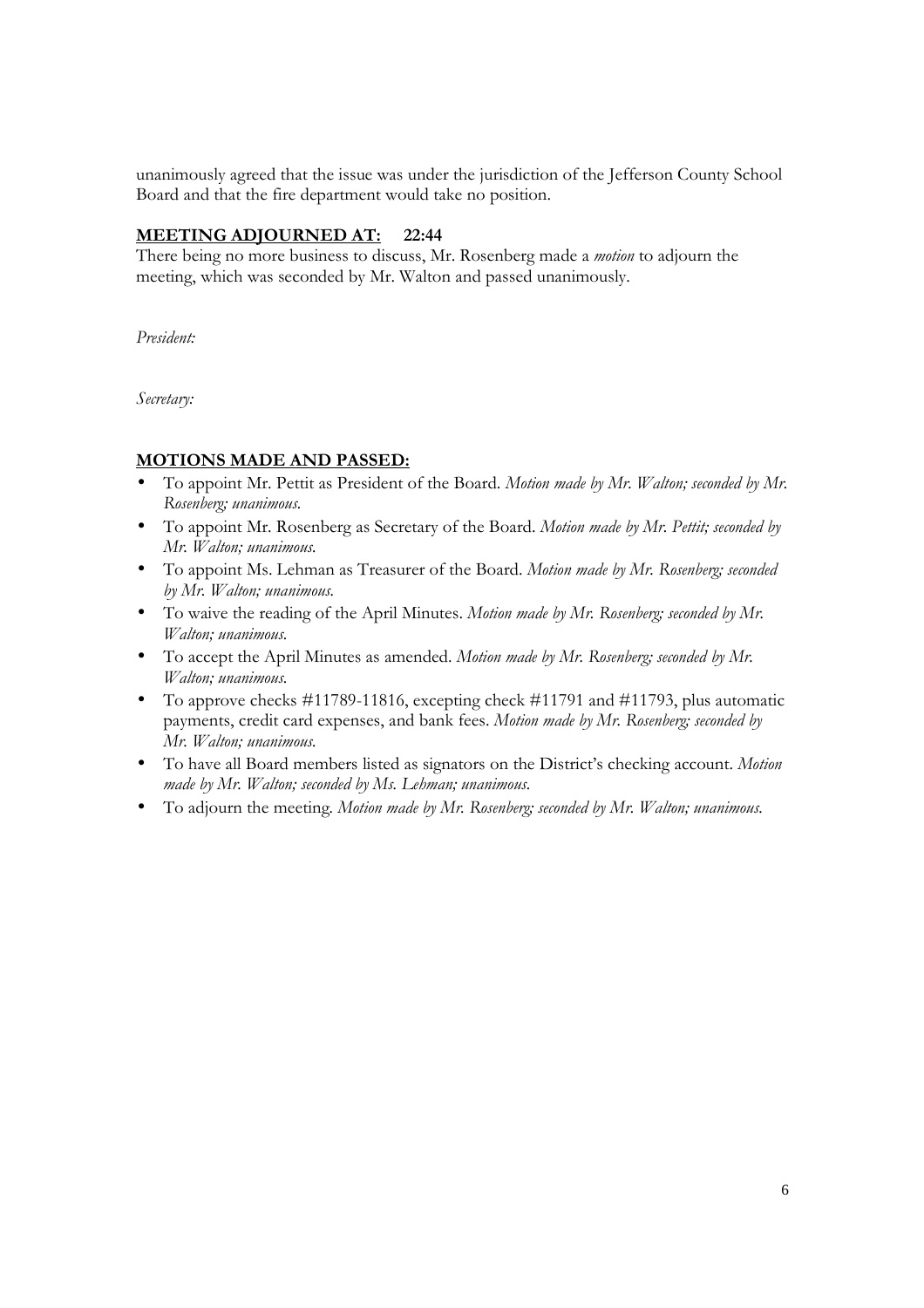unanimously agreed that the issue was under the jurisdiction of the Jefferson County School Board and that the fire department would take no position.

**MEETING ADJOURNED AT: 22:44**

There being no more business to discuss, Mr. Rosenberg made a *motion* to adjourn the meeting, which was seconded by Mr. Walton and passed unanimously.

*President:*

*Secretary:*

**MOTIONS MADE AND PASSED:**

- To appoint Mr. Pettit as President of the Board. *Motion made by Mr. Walton; seconded by Mr. Rosenberg; unanimous.*
- To appoint Mr. Rosenberg as Secretary of the Board. *Motion made by Mr. Pettit; seconded by Mr. Walton; unanimous.*
- To appoint Ms. Lehman as Treasurer of the Board. *Motion made by Mr. Rosenberg; seconded by Mr. Walton; unanimous.*
- To waive the reading of the April Minutes. *Motion made by Mr. Rosenberg; seconded by Mr. Walton; unanimous.*
- To accept the April Minutes as amended. *Motion made by Mr. Rosenberg; seconded by Mr. Walton; unanimous.*
- To approve checks #11789-11816, excepting check #11791 and #11793, plus automatic payments, credit card expenses, and bank fees. *Motion made by Mr. Rosenberg; seconded by Mr. Walton; unanimous.*
- To have all Board members listed as signators on the District's checking account. *Motion made by Mr. Walton; seconded by Ms. Lehman; unanimous.*
- To adjourn the meeting. *Motion made by Mr. Rosenberg; seconded by Mr. Walton; unanimous.*